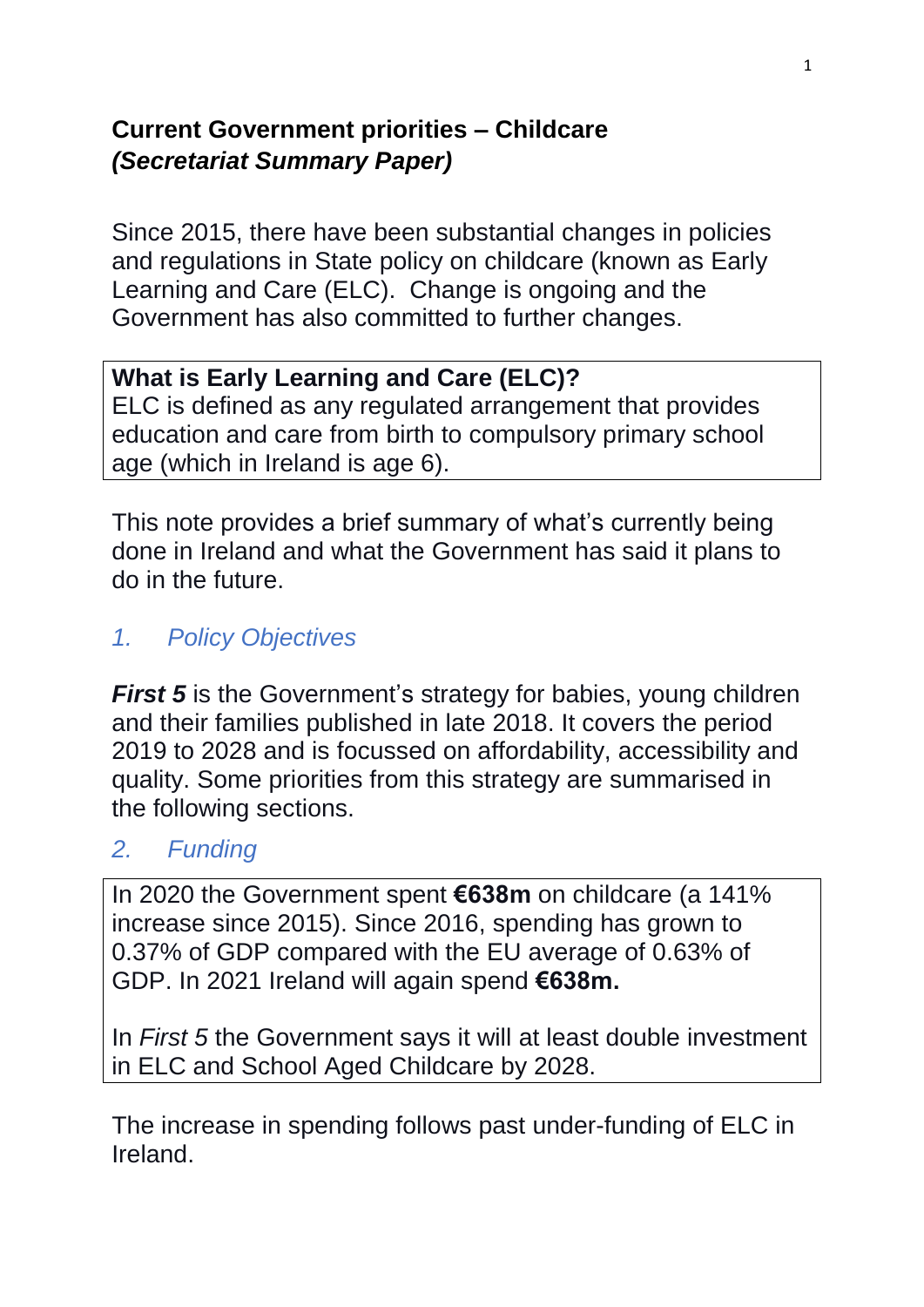# Current Government priorities – Childcare
***(Secretariat Summary Paper)***

Since 2015, there have been substantial changes in policies and regulations in State policy on childcare (known as Early Learning and Care (ELC). Change is ongoing and the Government has also committed to further changes.

> **What is Early Learning and Care (ELC)?**
> ELC is defined as any regulated arrangement that provides education and care from birth to compulsory primary school age (which in Ireland is age 6).

This note provides a brief summary of what's currently being done in Ireland and what the Government has said it plans to do in the future.

## *1. Policy Objectives*

***First 5*** is the Government's strategy for babies, young children and their families published in late 2018. It covers the period 2019 to 2028 and is focussed on affordability, accessibility and quality. Some priorities from this strategy are summarised in the following sections.

## *2. Funding*

> In 2020 the Government spent **€638m** on childcare (a 141% increase since 2015). Since 2016, spending has grown to 0.37% of GDP compared with the EU average of 0.63% of GDP. In 2021 Ireland will again spend **€638m.**
>
> In *First 5* the Government says it will at least double investment in ELC and School Aged Childcare by 2028.

The increase in spending follows past under-funding of ELC in Ireland.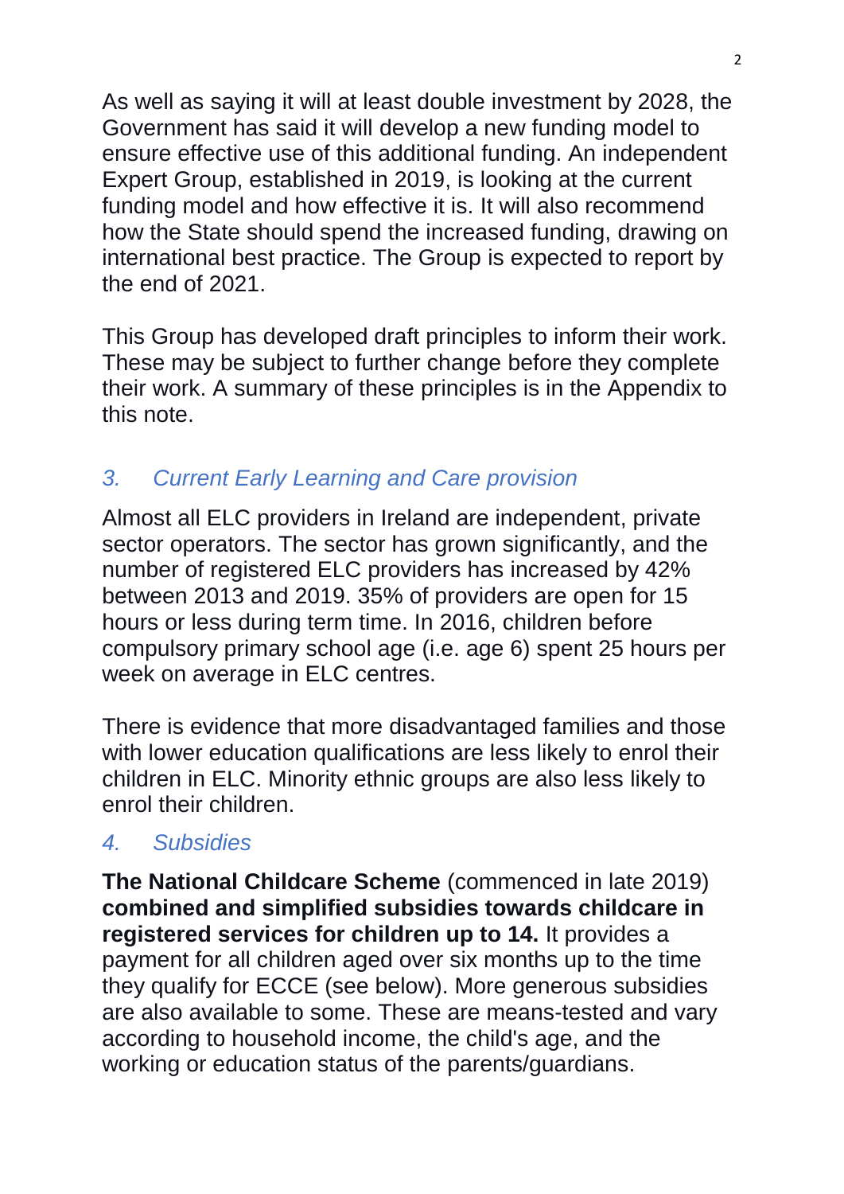As well as saying it will at least double investment by 2028, the Government has said it will develop a new funding model to ensure effective use of this additional funding. An independent Expert Group, established in 2019, is looking at the current funding model and how effective it is. It will also recommend how the State should spend the increased funding, drawing on international best practice. The Group is expected to report by the end of 2021.

This Group has developed draft principles to inform their work. These may be subject to further change before they complete their work. A summary of these principles is in the Appendix to this note.

## *3. Current Early Learning and Care provision*

Almost all ELC providers in Ireland are independent, private sector operators. The sector has grown significantly, and the number of registered ELC providers has increased by 42% between 2013 and 2019. 35% of providers are open for 15 hours or less during term time. In 2016, children before compulsory primary school age (i.e. age 6) spent 25 hours per week on average in ELC centres.

There is evidence that more disadvantaged families and those with lower education qualifications are less likely to enrol their children in ELC. Minority ethnic groups are also less likely to enrol their children.

## *4. Subsidies*

**The National Childcare Scheme** (commenced in late 2019) **combined and simplified subsidies towards childcare in registered services for children up to 14.** It provides a payment for all children aged over six months up to the time they qualify for ECCE (see below). More generous subsidies are also available to some. These are means-tested and vary according to household income, the child's age, and the working or education status of the parents/guardians.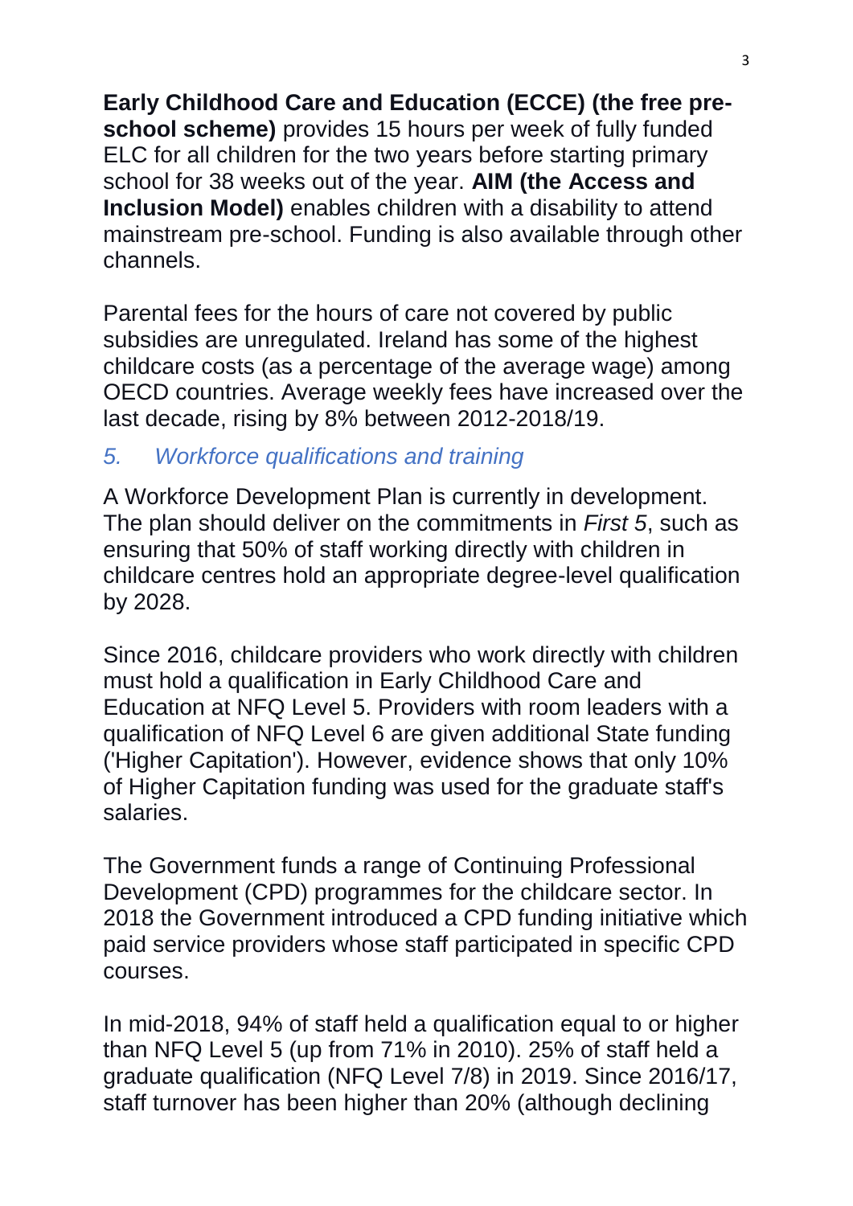**Early Childhood Care and Education (ECCE) (the free pre-school scheme)** provides 15 hours per week of fully funded ELC for all children for the two years before starting primary school for 38 weeks out of the year. **AIM (the Access and Inclusion Model)** enables children with a disability to attend mainstream pre-school. Funding is also available through other channels.

Parental fees for the hours of care not covered by public subsidies are unregulated. Ireland has some of the highest childcare costs (as a percentage of the average wage) among OECD countries. Average weekly fees have increased over the last decade, rising by 8% between 2012-2018/19.

### *5. Workforce qualifications and training*

A Workforce Development Plan is currently in development. The plan should deliver on the commitments in *First 5*, such as ensuring that 50% of staff working directly with children in childcare centres hold an appropriate degree-level qualification by 2028.

Since 2016, childcare providers who work directly with children must hold a qualification in Early Childhood Care and Education at NFQ Level 5. Providers with room leaders with a qualification of NFQ Level 6 are given additional State funding ('Higher Capitation'). However, evidence shows that only 10% of Higher Capitation funding was used for the graduate staff's salaries.

The Government funds a range of Continuing Professional Development (CPD) programmes for the childcare sector. In 2018 the Government introduced a CPD funding initiative which paid service providers whose staff participated in specific CPD courses.

In mid-2018, 94% of staff held a qualification equal to or higher than NFQ Level 5 (up from 71% in 2010). 25% of staff held a graduate qualification (NFQ Level 7/8) in 2019. Since 2016/17, staff turnover has been higher than 20% (although declining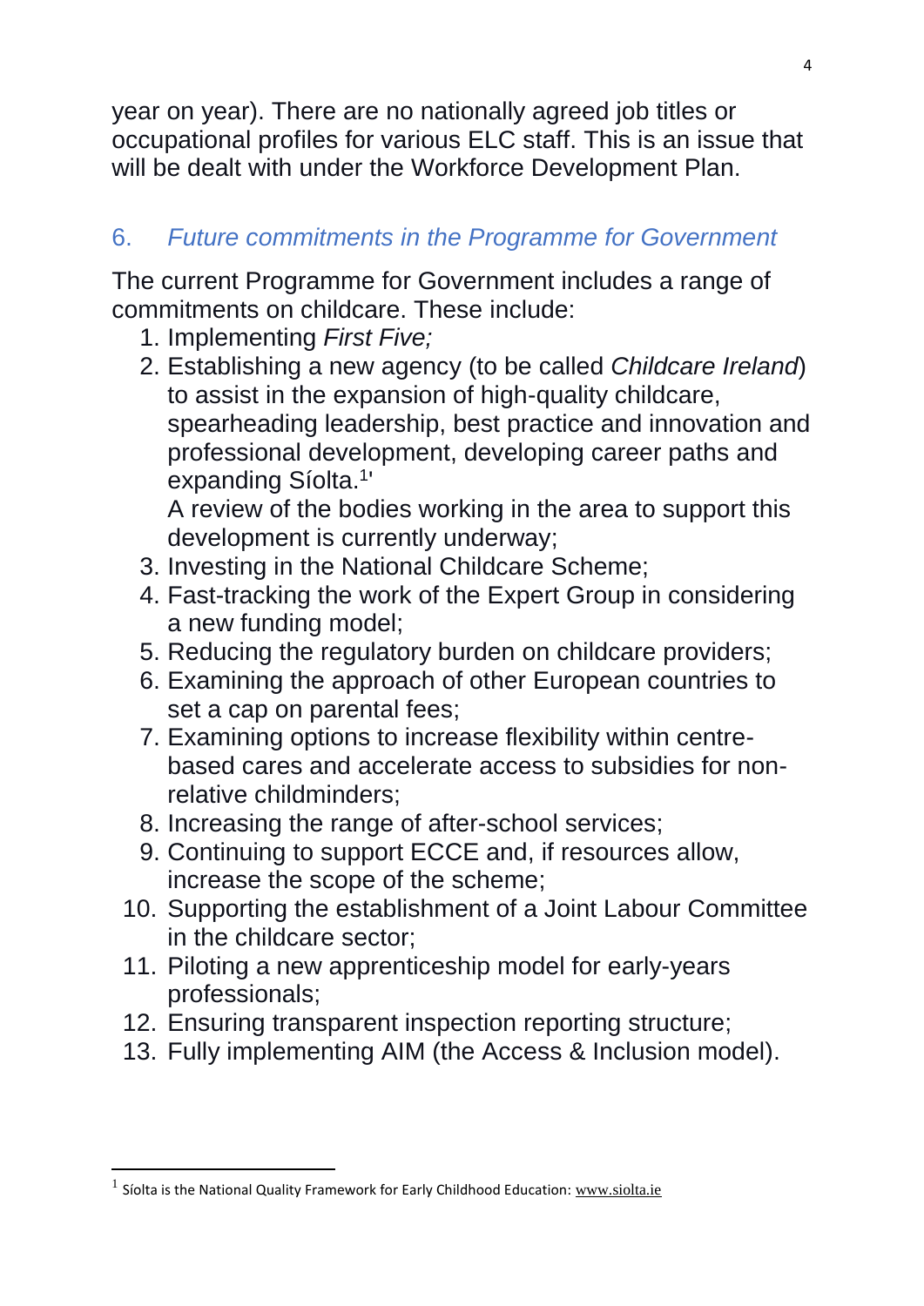year on year). There are no nationally agreed job titles or occupational profiles for various ELC staff. This is an issue that will be dealt with under the Workforce Development Plan.

## 6. *Future commitments in the Programme for Government*

The current Programme for Government includes a range of commitments on childcare. These include:

1. Implementing *First Five;*
2. Establishing a new agency (to be called *Childcare Ireland*) to assist in the expansion of high-quality childcare, spearheading leadership, best practice and innovation and professional development, developing career paths and expanding Síolta.[1]'
   A review of the bodies working in the area to support this development is currently underway;
3. Investing in the National Childcare Scheme;
4. Fast-tracking the work of the Expert Group in considering a new funding model;
5. Reducing the regulatory burden on childcare providers;
6. Examining the approach of other European countries to set a cap on parental fees;
7. Examining options to increase flexibility within centre-based cares and accelerate access to subsidies for non-relative childminders;
8. Increasing the range of after-school services;
9. Continuing to support ECCE and, if resources allow, increase the scope of the scheme;
10. Supporting the establishment of a Joint Labour Committee in the childcare sector;
11. Piloting a new apprenticeship model for early-years professionals;
12. Ensuring transparent inspection reporting structure;
13. Fully implementing AIM (the Access & Inclusion model).

[1] Síolta is the National Quality Framework for Early Childhood Education: www.siolta.ie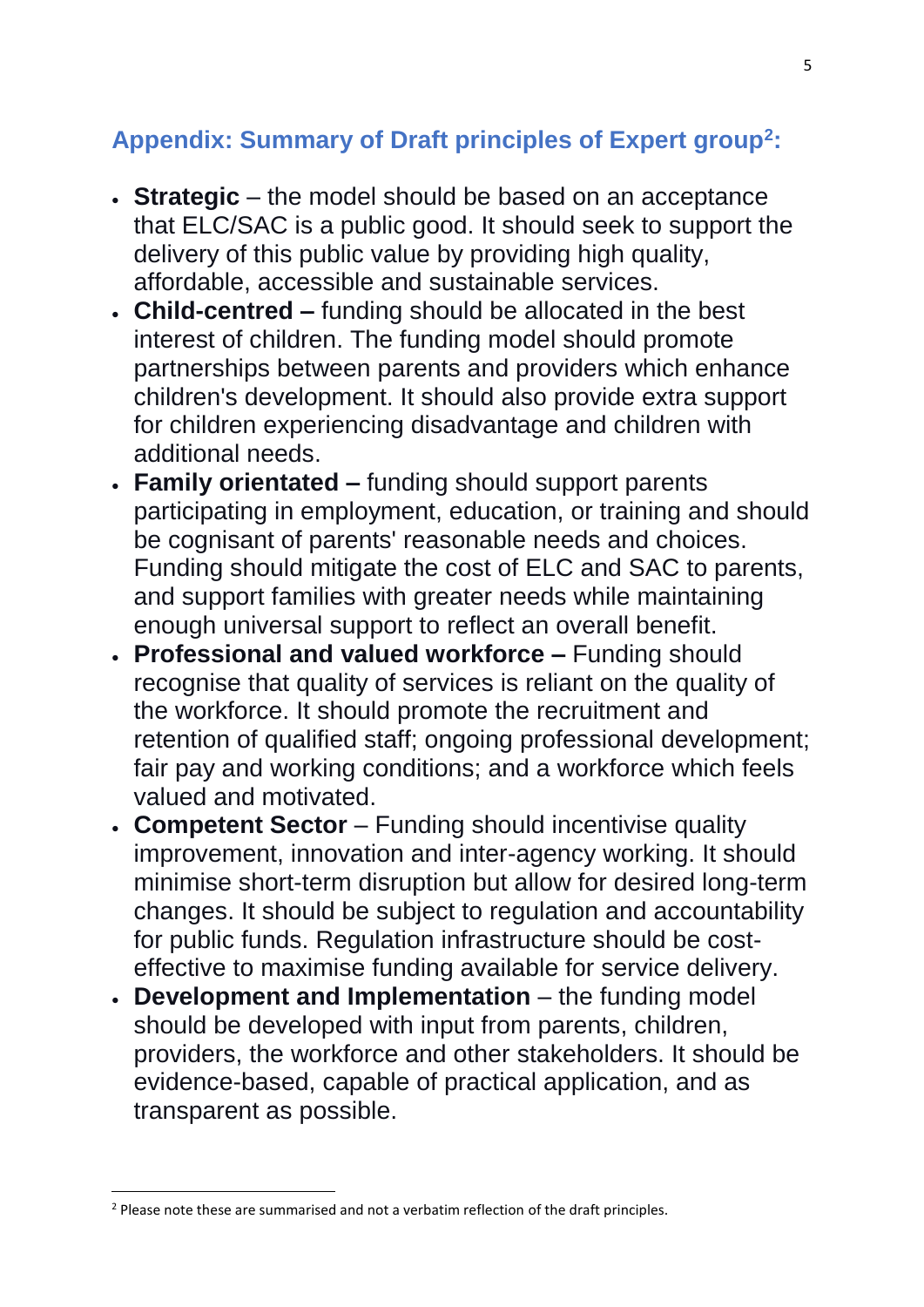## Appendix: Summary of Draft principles of Expert group[2]:

- **Strategic** – the model should be based on an acceptance that ELC/SAC is a public good. It should seek to support the delivery of this public value by providing high quality, affordable, accessible and sustainable services.
- **Child-centred –** funding should be allocated in the best interest of children. The funding model should promote partnerships between parents and providers which enhance children's development. It should also provide extra support for children experiencing disadvantage and children with additional needs.
- **Family orientated –** funding should support parents participating in employment, education, or training and should be cognisant of parents' reasonable needs and choices. Funding should mitigate the cost of ELC and SAC to parents, and support families with greater needs while maintaining enough universal support to reflect an overall benefit.
- **Professional and valued workforce –** Funding should recognise that quality of services is reliant on the quality of the workforce. It should promote the recruitment and retention of qualified staff; ongoing professional development; fair pay and working conditions; and a workforce which feels valued and motivated.
- **Competent Sector** – Funding should incentivise quality improvement, innovation and inter-agency working. It should minimise short-term disruption but allow for desired long-term changes. It should be subject to regulation and accountability for public funds. Regulation infrastructure should be cost-effective to maximise funding available for service delivery.
- **Development and Implementation** – the funding model should be developed with input from parents, children, providers, the workforce and other stakeholders. It should be evidence-based, capable of practical application, and as transparent as possible.

[2] Please note these are summarised and not a verbatim reflection of the draft principles.